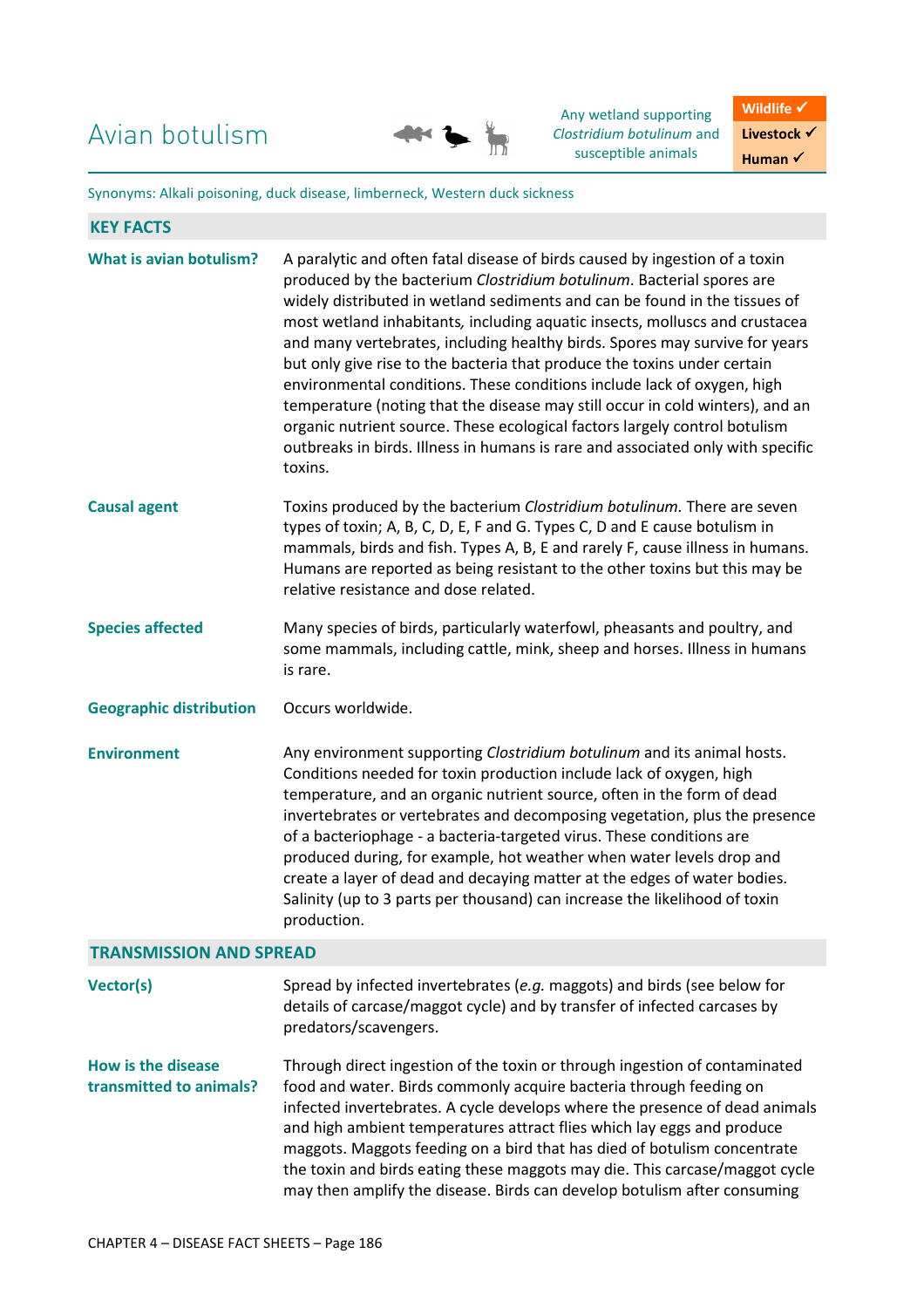# Avian botulism

Any wetland supporting *Clostridium botulinum* and susceptible animals

**Wildlife ✓**
**Livestock ✓**
**Human ✓**

Synonyms: Alkali poisoning, duck disease, limberneck, Western duck sickness

## KEY FACTS

**What is avian botulism?**

A paralytic and often fatal disease of birds caused by ingestion of a toxin produced by the bacterium *Clostridium botulinum*. Bacterial spores are widely distributed in wetland sediments and can be found in the tissues of most wetland inhabitants, including aquatic insects, molluscs and crustacea and many vertebrates, including healthy birds. Spores may survive for years but only give rise to the bacteria that produce the toxins under certain environmental conditions. These conditions include lack of oxygen, high temperature (noting that the disease may still occur in cold winters), and an organic nutrient source. These ecological factors largely control botulism outbreaks in birds. Illness in humans is rare and associated only with specific toxins.

**Causal agent**

Toxins produced by the bacterium *Clostridium botulinum.* There are seven types of toxin; A, B, C, D, E, F and G. Types C, D and E cause botulism in mammals, birds and fish. Types A, B, E and rarely F, cause illness in humans. Humans are reported as being resistant to the other toxins but this may be relative resistance and dose related.

**Species affected**

Many species of birds, particularly waterfowl, pheasants and poultry, and some mammals, including cattle, mink, sheep and horses. Illness in humans is rare.

**Geographic distribution**

Occurs worldwide.

**Environment**

Any environment supporting *Clostridium botulinum* and its animal hosts. Conditions needed for toxin production include lack of oxygen, high temperature, and an organic nutrient source, often in the form of dead invertebrates or vertebrates and decomposing vegetation, plus the presence of a bacteriophage - a bacteria-targeted virus. These conditions are produced during, for example, hot weather when water levels drop and create a layer of dead and decaying matter at the edges of water bodies. Salinity (up to 3 parts per thousand) can increase the likelihood of toxin production.

## TRANSMISSION AND SPREAD

**Vector(s)**

Spread by infected invertebrates (*e.g.* maggots) and birds (see below for details of carcase/maggot cycle) and by transfer of infected carcases by predators/scavengers.

**How is the disease transmitted to animals?**

Through direct ingestion of the toxin or through ingestion of contaminated food and water. Birds commonly acquire bacteria through feeding on infected invertebrates. A cycle develops where the presence of dead animals and high ambient temperatures attract flies which lay eggs and produce maggots. Maggots feeding on a bird that has died of botulism concentrate the toxin and birds eating these maggots may die. This carcase/maggot cycle may then amplify the disease. Birds can develop botulism after consuming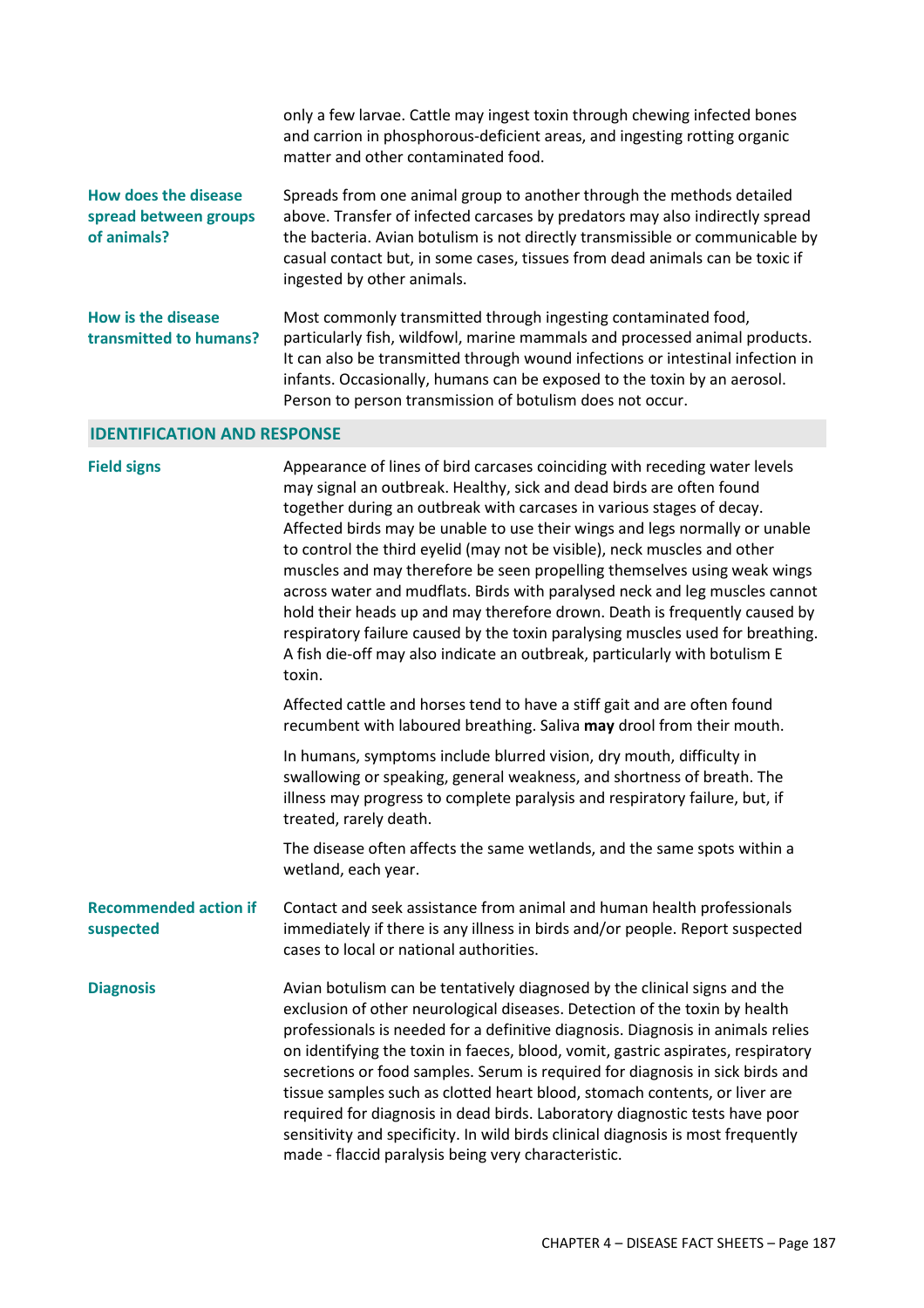only a few larvae. Cattle may ingest toxin through chewing infected bones and carrion in phosphorous-deficient areas, and ingesting rotting organic matter and other contaminated food.

**How does the disease spread between groups of animals?**

Spreads from one animal group to another through the methods detailed above. Transfer of infected carcases by predators may also indirectly spread the bacteria. Avian botulism is not directly transmissible or communicable by casual contact but, in some cases, tissues from dead animals can be toxic if ingested by other animals.

**How is the disease transmitted to humans?**

Most commonly transmitted through ingesting contaminated food, particularly fish, wildfowl, marine mammals and processed animal products. It can also be transmitted through wound infections or intestinal infection in infants. Occasionally, humans can be exposed to the toxin by an aerosol. Person to person transmission of botulism does not occur.

## IDENTIFICATION AND RESPONSE

**Field signs**

Appearance of lines of bird carcases coinciding with receding water levels may signal an outbreak. Healthy, sick and dead birds are often found together during an outbreak with carcases in various stages of decay. Affected birds may be unable to use their wings and legs normally or unable to control the third eyelid (may not be visible), neck muscles and other muscles and may therefore be seen propelling themselves using weak wings across water and mudflats. Birds with paralysed neck and leg muscles cannot hold their heads up and may therefore drown. Death is frequently caused by respiratory failure caused by the toxin paralysing muscles used for breathing. A fish die-off may also indicate an outbreak, particularly with botulism E toxin.

Affected cattle and horses tend to have a stiff gait and are often found recumbent with laboured breathing. Saliva **may** drool from their mouth.

In humans, symptoms include blurred vision, dry mouth, difficulty in swallowing or speaking, general weakness, and shortness of breath. The illness may progress to complete paralysis and respiratory failure, but, if treated, rarely death.

The disease often affects the same wetlands, and the same spots within a wetland, each year.

**Recommended action if suspected**

Contact and seek assistance from animal and human health professionals immediately if there is any illness in birds and/or people. Report suspected cases to local or national authorities.

**Diagnosis**

Avian botulism can be tentatively diagnosed by the clinical signs and the exclusion of other neurological diseases. Detection of the toxin by health professionals is needed for a definitive diagnosis. Diagnosis in animals relies on identifying the toxin in faeces, blood, vomit, gastric aspirates, respiratory secretions or food samples. Serum is required for diagnosis in sick birds and tissue samples such as clotted heart blood, stomach contents, or liver are required for diagnosis in dead birds. Laboratory diagnostic tests have poor sensitivity and specificity. In wild birds clinical diagnosis is most frequently made - flaccid paralysis being very characteristic.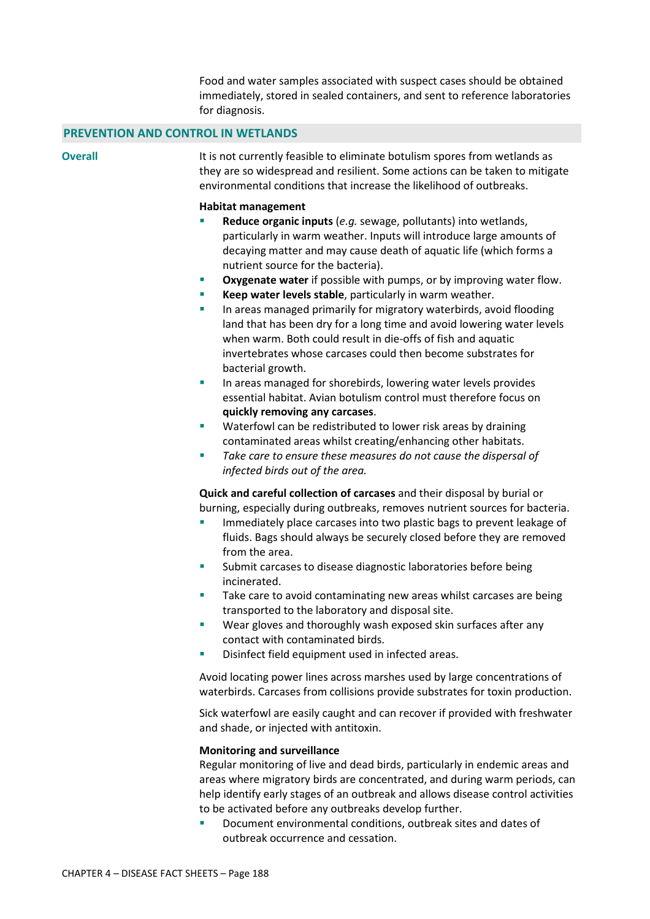Food and water samples associated with suspect cases should be obtained immediately, stored in sealed containers, and sent to reference laboratories for diagnosis.

## PREVENTION AND CONTROL IN WETLANDS

### Overall

It is not currently feasible to eliminate botulism spores from wetlands as they are so widespread and resilient. Some actions can be taken to mitigate environmental conditions that increase the likelihood of outbreaks.

**Habitat management**

- **Reduce organic inputs** (*e.g.* sewage, pollutants) into wetlands, particularly in warm weather. Inputs will introduce large amounts of decaying matter and may cause death of aquatic life (which forms a nutrient source for the bacteria).
- **Oxygenate water** if possible with pumps, or by improving water flow.
- **Keep water levels stable**, particularly in warm weather.
- In areas managed primarily for migratory waterbirds, avoid flooding land that has been dry for a long time and avoid lowering water levels when warm. Both could result in die-offs of fish and aquatic invertebrates whose carcases could then become substrates for bacterial growth.
- In areas managed for shorebirds, lowering water levels provides essential habitat. Avian botulism control must therefore focus on **quickly removing any carcases**.
- Waterfowl can be redistributed to lower risk areas by draining contaminated areas whilst creating/enhancing other habitats.
- *Take care to ensure these measures do not cause the dispersal of infected birds out of the area.*

**Quick and careful collection of carcases** and their disposal by burial or burning, especially during outbreaks, removes nutrient sources for bacteria.

- Immediately place carcases into two plastic bags to prevent leakage of fluids. Bags should always be securely closed before they are removed from the area.
- Submit carcases to disease diagnostic laboratories before being incinerated.
- Take care to avoid contaminating new areas whilst carcases are being transported to the laboratory and disposal site.
- Wear gloves and thoroughly wash exposed skin surfaces after any contact with contaminated birds.
- Disinfect field equipment used in infected areas.

Avoid locating power lines across marshes used by large concentrations of waterbirds. Carcases from collisions provide substrates for toxin production.

Sick waterfowl are easily caught and can recover if provided with freshwater and shade, or injected with antitoxin.

**Monitoring and surveillance**

Regular monitoring of live and dead birds, particularly in endemic areas and areas where migratory birds are concentrated, and during warm periods, can help identify early stages of an outbreak and allows disease control activities to be activated before any outbreaks develop further.

- Document environmental conditions, outbreak sites and dates of outbreak occurrence and cessation.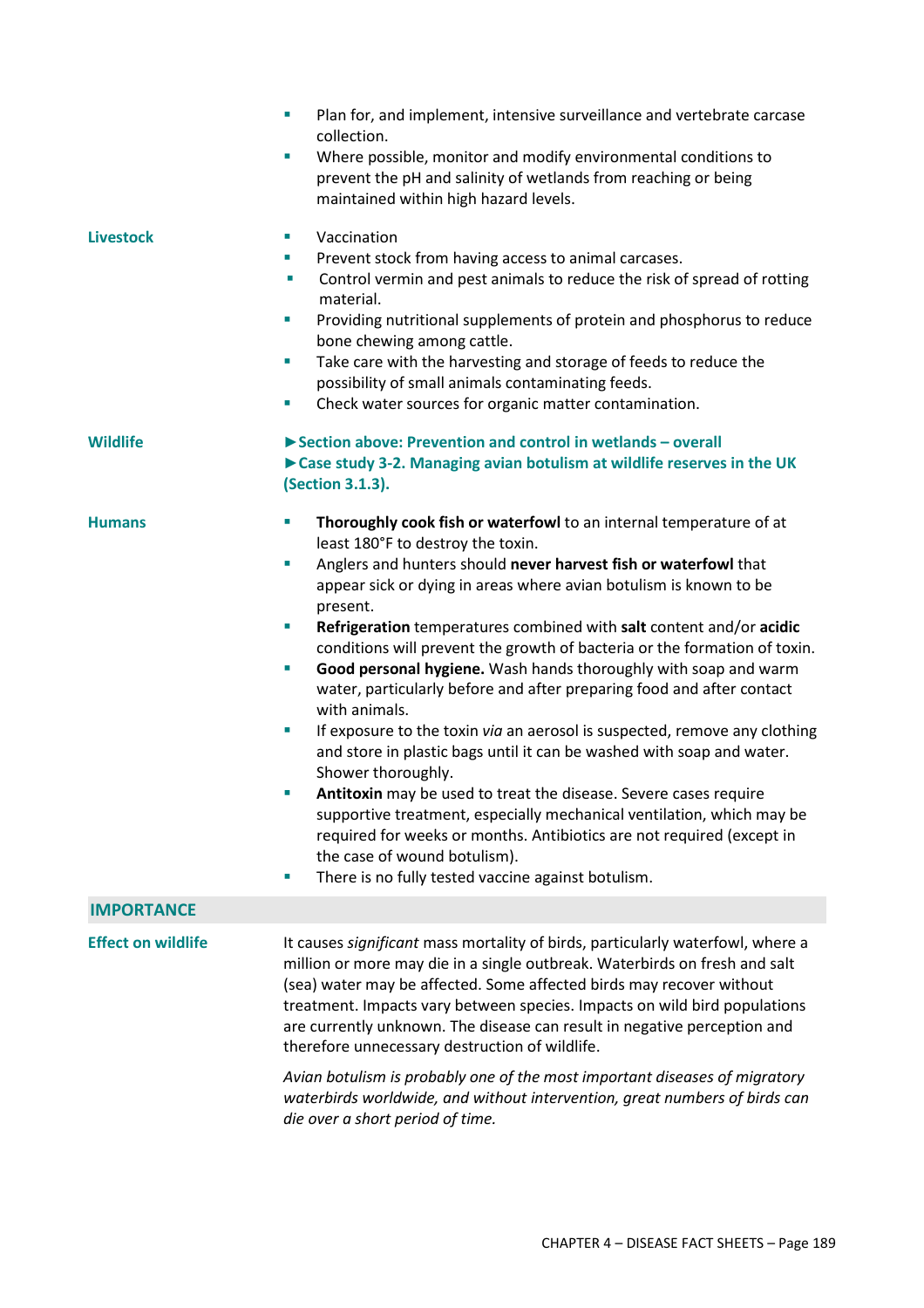- Plan for, and implement, intensive surveillance and vertebrate carcase collection.
- Where possible, monitor and modify environmental conditions to prevent the pH and salinity of wetlands from reaching or being maintained within high hazard levels.

**Livestock**

- Vaccination
- Prevent stock from having access to animal carcases.
- Control vermin and pest animals to reduce the risk of spread of rotting material.
- Providing nutritional supplements of protein and phosphorus to reduce bone chewing among cattle.
- Take care with the harvesting and storage of feeds to reduce the possibility of small animals contaminating feeds.
- Check water sources for organic matter contamination.

**Wildlife**

**►Section above: Prevention and control in wetlands – overall**
**►Case study 3-2. Managing avian botulism at wildlife reserves in the UK (Section 3.1.3).**

**Humans**

- **Thoroughly cook fish or waterfowl** to an internal temperature of at least 180°F to destroy the toxin.
- Anglers and hunters should **never harvest fish or waterfowl** that appear sick or dying in areas where avian botulism is known to be present.
- **Refrigeration** temperatures combined with **salt** content and/or **acidic** conditions will prevent the growth of bacteria or the formation of toxin.
- **Good personal hygiene.** Wash hands thoroughly with soap and warm water, particularly before and after preparing food and after contact with animals.
- If exposure to the toxin *via* an aerosol is suspected, remove any clothing and store in plastic bags until it can be washed with soap and water. Shower thoroughly.
- **Antitoxin** may be used to treat the disease. Severe cases require supportive treatment, especially mechanical ventilation, which may be required for weeks or months. Antibiotics are not required (except in the case of wound botulism).
- There is no fully tested vaccine against botulism.

## IMPORTANCE

**Effect on wildlife**

It causes *significant* mass mortality of birds, particularly waterfowl, where a million or more may die in a single outbreak. Waterbirds on fresh and salt (sea) water may be affected. Some affected birds may recover without treatment. Impacts vary between species. Impacts on wild bird populations are currently unknown. The disease can result in negative perception and therefore unnecessary destruction of wildlife.

*Avian botulism is probably one of the most important diseases of migratory waterbirds worldwide, and without intervention, great numbers of birds can die over a short period of time.*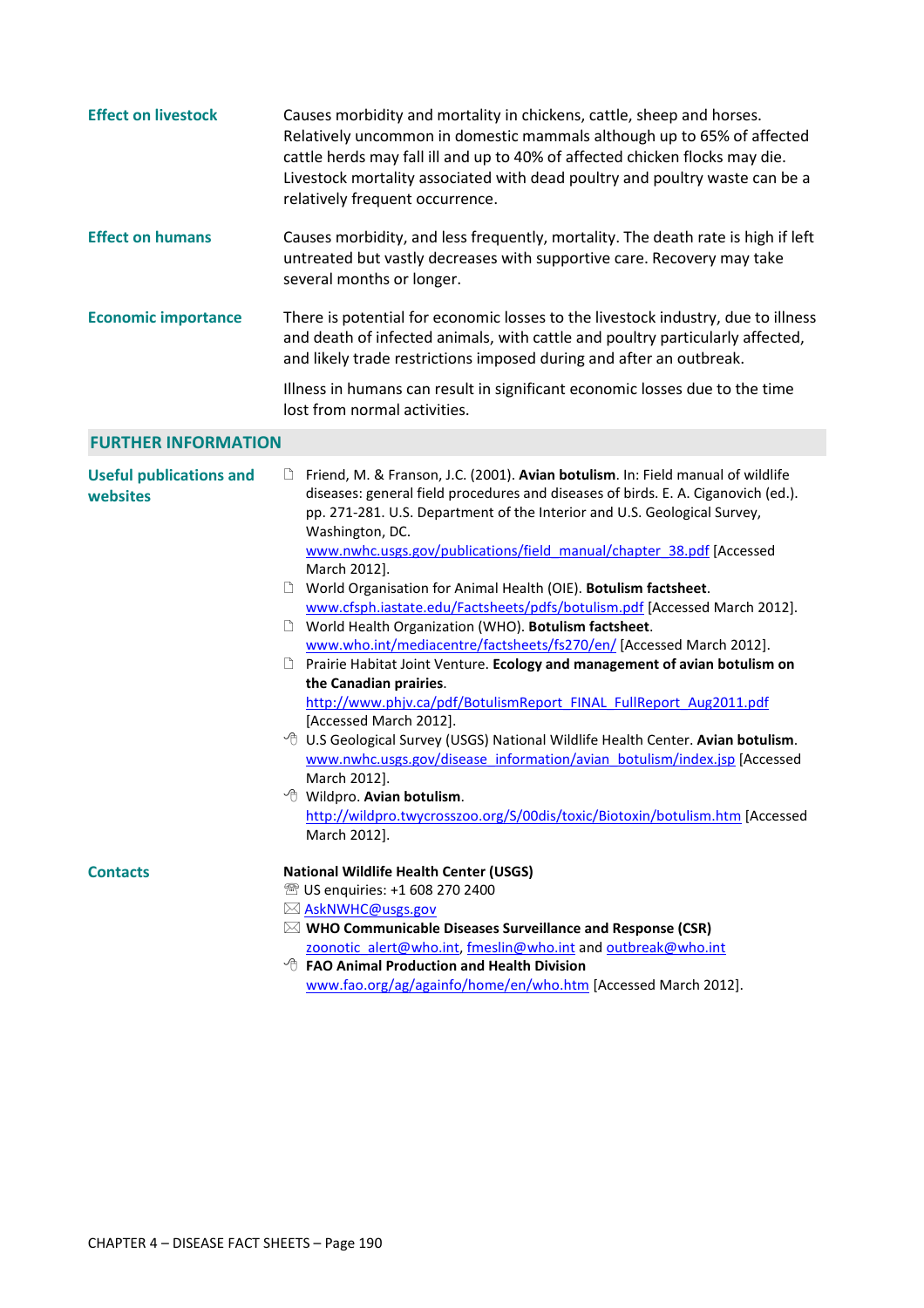**Effect on livestock**

Causes morbidity and mortality in chickens, cattle, sheep and horses. Relatively uncommon in domestic mammals although up to 65% of affected cattle herds may fall ill and up to 40% of affected chicken flocks may die. Livestock mortality associated with dead poultry and poultry waste can be a relatively frequent occurrence.

**Effect on humans**

Causes morbidity, and less frequently, mortality. The death rate is high if left untreated but vastly decreases with supportive care. Recovery may take several months or longer.

**Economic importance**

There is potential for economic losses to the livestock industry, due to illness and death of infected animals, with cattle and poultry particularly affected, and likely trade restrictions imposed during and after an outbreak.

Illness in humans can result in significant economic losses due to the time lost from normal activities.

## FURTHER INFORMATION

**Useful publications and websites**

- Friend, M. & Franson, J.C. (2001). **Avian botulism**. In: Field manual of wildlife diseases: general field procedures and diseases of birds. E. A. Ciganovich (ed.). pp. 271-281. U.S. Department of the Interior and U.S. Geological Survey, Washington, DC. www.nwhc.usgs.gov/publications/field_manual/chapter_38.pdf [Accessed March 2012].
- World Organisation for Animal Health (OIE). **Botulism factsheet**. www.cfsph.iastate.edu/Factsheets/pdfs/botulism.pdf [Accessed March 2012].
- World Health Organization (WHO). **Botulism factsheet**. www.who.int/mediacentre/factsheets/fs270/en/ [Accessed March 2012].
- Prairie Habitat Joint Venture. **Ecology and management of avian botulism on the Canadian prairies**. http://www.phjv.ca/pdf/BotulismReport_FINAL_FullReport_Aug2011.pdf [Accessed March 2012].
- U.S Geological Survey (USGS) National Wildlife Health Center. **Avian botulism**. www.nwhc.usgs.gov/disease_information/avian_botulism/index.jsp [Accessed March 2012].
- Wildpro. **Avian botulism**. http://wildpro.twycrosszoo.org/S/00dis/toxic/Biotoxin/botulism.htm [Accessed March 2012].

**Contacts**

**National Wildlife Health Center (USGS)**
US enquiries: +1 608 270 2400
AskNWHC@usgs.gov

**WHO Communicable Diseases Surveillance and Response (CSR)**
zoonotic_alert@who.int, fmeslin@who.int and outbreak@who.int

**FAO Animal Production and Health Division**
www.fao.org/ag/againfo/home/en/who.htm [Accessed March 2012].